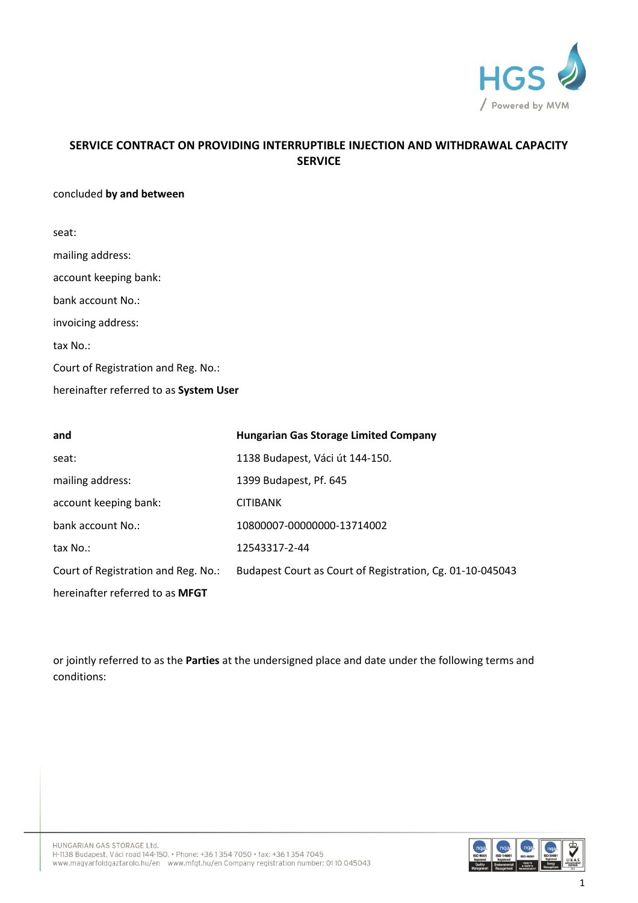## SERVICE CONTRACT ON PROVIDING INTERRUPTIBLE INJECTION AND WITHDRAWAL CAPACITY SERVICE

concluded **by and between**

seat:

mailing address:

account keeping bank:

bank account No.:

invoicing address:

tax No.:

Court of Registration and Reg. No.:

hereinafter referred to as **System User**

| **and** | **Hungarian Gas Storage Limited Company** |
|---|---|
| seat: | 1138 Budapest, Váci út 144-150. |
| mailing address: | 1399 Budapest, Pf. 645 |
| account keeping bank: | CITIBANK |
| bank account No.: | 10800007-00000000-13714002 |
| tax No.: | 12543317-2-44 |
| Court of Registration and Reg. No.: | Budapest Court as Court of Registration, Cg. 01-10-045043 |

hereinafter referred to as **MFGT**

or jointly referred to as the **Parties** at the undersigned place and date under the following terms and conditions: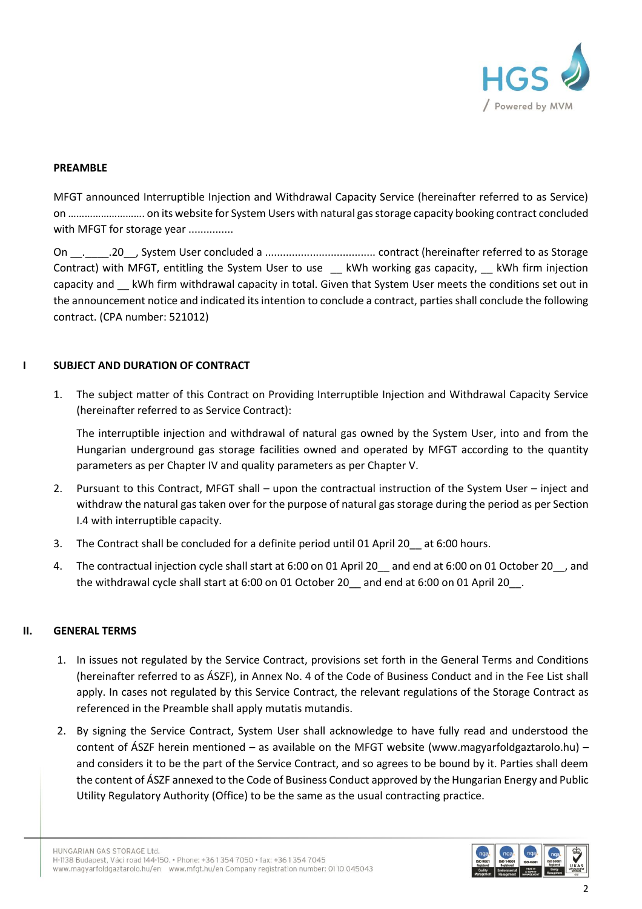## PREAMBLE

MFGT announced Interruptible Injection and Withdrawal Capacity Service (hereinafter referred to as Service) on ……………………… on its website for System Users with natural gas storage capacity booking contract concluded with MFGT for storage year ...............

On __.____.20__, System User concluded a ..................................... contract (hereinafter referred to as Storage Contract) with MFGT, entitling the System User to use __ kWh working gas capacity, __ kWh firm injection capacity and __ kWh firm withdrawal capacity in total. Given that System User meets the conditions set out in the announcement notice and indicated its intention to conclude a contract, parties shall conclude the following contract. (CPA number: 521012)

## I SUBJECT AND DURATION OF CONTRACT

1. The subject matter of this Contract on Providing Interruptible Injection and Withdrawal Capacity Service (hereinafter referred to as Service Contract):

   The interruptible injection and withdrawal of natural gas owned by the System User, into and from the Hungarian underground gas storage facilities owned and operated by MFGT according to the quantity parameters as per Chapter IV and quality parameters as per Chapter V.

2. Pursuant to this Contract, MFGT shall – upon the contractual instruction of the System User – inject and withdraw the natural gas taken over for the purpose of natural gas storage during the period as per Section I.4 with interruptible capacity.

3. The Contract shall be concluded for a definite period until 01 April 20__ at 6:00 hours.

4. The contractual injection cycle shall start at 6:00 on 01 April 20__ and end at 6:00 on 01 October 20__, and the withdrawal cycle shall start at 6:00 on 01 October 20__ and end at 6:00 on 01 April 20__.

## II. GENERAL TERMS

1. In issues not regulated by the Service Contract, provisions set forth in the General Terms and Conditions (hereinafter referred to as ÁSZF), in Annex No. 4 of the Code of Business Conduct and in the Fee List shall apply. In cases not regulated by this Service Contract, the relevant regulations of the Storage Contract as referenced in the Preamble shall apply mutatis mutandis.

2. By signing the Service Contract, System User shall acknowledge to have fully read and understood the content of ÁSZF herein mentioned – as available on the MFGT website (www.magyarfoldgaztarolo.hu) – and considers it to be the part of the Service Contract, and so agrees to be bound by it. Parties shall deem the content of ÁSZF annexed to the Code of Business Conduct approved by the Hungarian Energy and Public Utility Regulatory Authority (Office) to be the same as the usual contracting practice.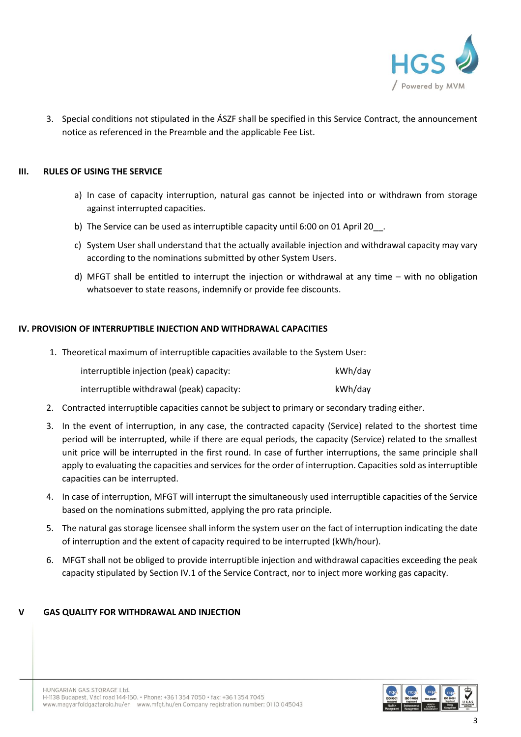3. Special conditions not stipulated in the ÁSZF shall be specified in this Service Contract, the announcement notice as referenced in the Preamble and the applicable Fee List.

## III. RULES OF USING THE SERVICE

a) In case of capacity interruption, natural gas cannot be injected into or withdrawn from storage against interrupted capacities.

b) The Service can be used as interruptible capacity until 6:00 on 01 April 20__.

c) System User shall understand that the actually available injection and withdrawal capacity may vary according to the nominations submitted by other System Users.

d) MFGT shall be entitled to interrupt the injection or withdrawal at any time – with no obligation whatsoever to state reasons, indemnify or provide fee discounts.

## IV. PROVISION OF INTERRUPTIBLE INJECTION AND WITHDRAWAL CAPACITIES

1. Theoretical maximum of interruptible capacities available to the System User:

   interruptible injection (peak) capacity: kWh/day

   interruptible withdrawal (peak) capacity: kWh/day

2. Contracted interruptible capacities cannot be subject to primary or secondary trading either.
3. In the event of interruption, in any case, the contracted capacity (Service) related to the shortest time period will be interrupted, while if there are equal periods, the capacity (Service) related to the smallest unit price will be interrupted in the first round. In case of further interruptions, the same principle shall apply to evaluating the capacities and services for the order of interruption. Capacities sold as interruptible capacities can be interrupted.
4. In case of interruption, MFGT will interrupt the simultaneously used interruptible capacities of the Service based on the nominations submitted, applying the pro rata principle.
5. The natural gas storage licensee shall inform the system user on the fact of interruption indicating the date of interruption and the extent of capacity required to be interrupted (kWh/hour).
6. MFGT shall not be obliged to provide interruptible injection and withdrawal capacities exceeding the peak capacity stipulated by Section IV.1 of the Service Contract, nor to inject more working gas capacity.

## V GAS QUALITY FOR WITHDRAWAL AND INJECTION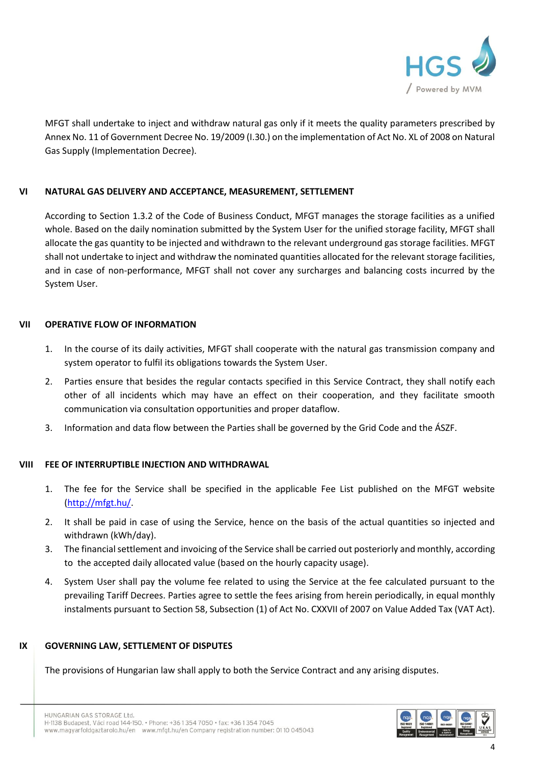MFGT shall undertake to inject and withdraw natural gas only if it meets the quality parameters prescribed by Annex No. 11 of Government Decree No. 19/2009 (I.30.) on the implementation of Act No. XL of 2008 on Natural Gas Supply (Implementation Decree).

## VI NATURAL GAS DELIVERY AND ACCEPTANCE, MEASUREMENT, SETTLEMENT

According to Section 1.3.2 of the Code of Business Conduct, MFGT manages the storage facilities as a unified whole. Based on the daily nomination submitted by the System User for the unified storage facility, MFGT shall allocate the gas quantity to be injected and withdrawn to the relevant underground gas storage facilities. MFGT shall not undertake to inject and withdraw the nominated quantities allocated for the relevant storage facilities, and in case of non-performance, MFGT shall not cover any surcharges and balancing costs incurred by the System User.

## VII OPERATIVE FLOW OF INFORMATION

1. In the course of its daily activities, MFGT shall cooperate with the natural gas transmission company and system operator to fulfil its obligations towards the System User.
2. Parties ensure that besides the regular contacts specified in this Service Contract, they shall notify each other of all incidents which may have an effect on their cooperation, and they facilitate smooth communication via consultation opportunities and proper dataflow.
3. Information and data flow between the Parties shall be governed by the Grid Code and the ÁSZF.

## VIII FEE OF INTERRUPTIBLE INJECTION AND WITHDRAWAL

1. The fee for the Service shall be specified in the applicable Fee List published on the MFGT website (http://mfgt.hu/.
2. It shall be paid in case of using the Service, hence on the basis of the actual quantities so injected and withdrawn (kWh/day).
3. The financial settlement and invoicing of the Service shall be carried out posteriorly and monthly, according to the accepted daily allocated value (based on the hourly capacity usage).
4. System User shall pay the volume fee related to using the Service at the fee calculated pursuant to the prevailing Tariff Decrees. Parties agree to settle the fees arising from herein periodically, in equal monthly instalments pursuant to Section 58, Subsection (1) of Act No. CXXVII of 2007 on Value Added Tax (VAT Act).

## IX GOVERNING LAW, SETTLEMENT OF DISPUTES

The provisions of Hungarian law shall apply to both the Service Contract and any arising disputes.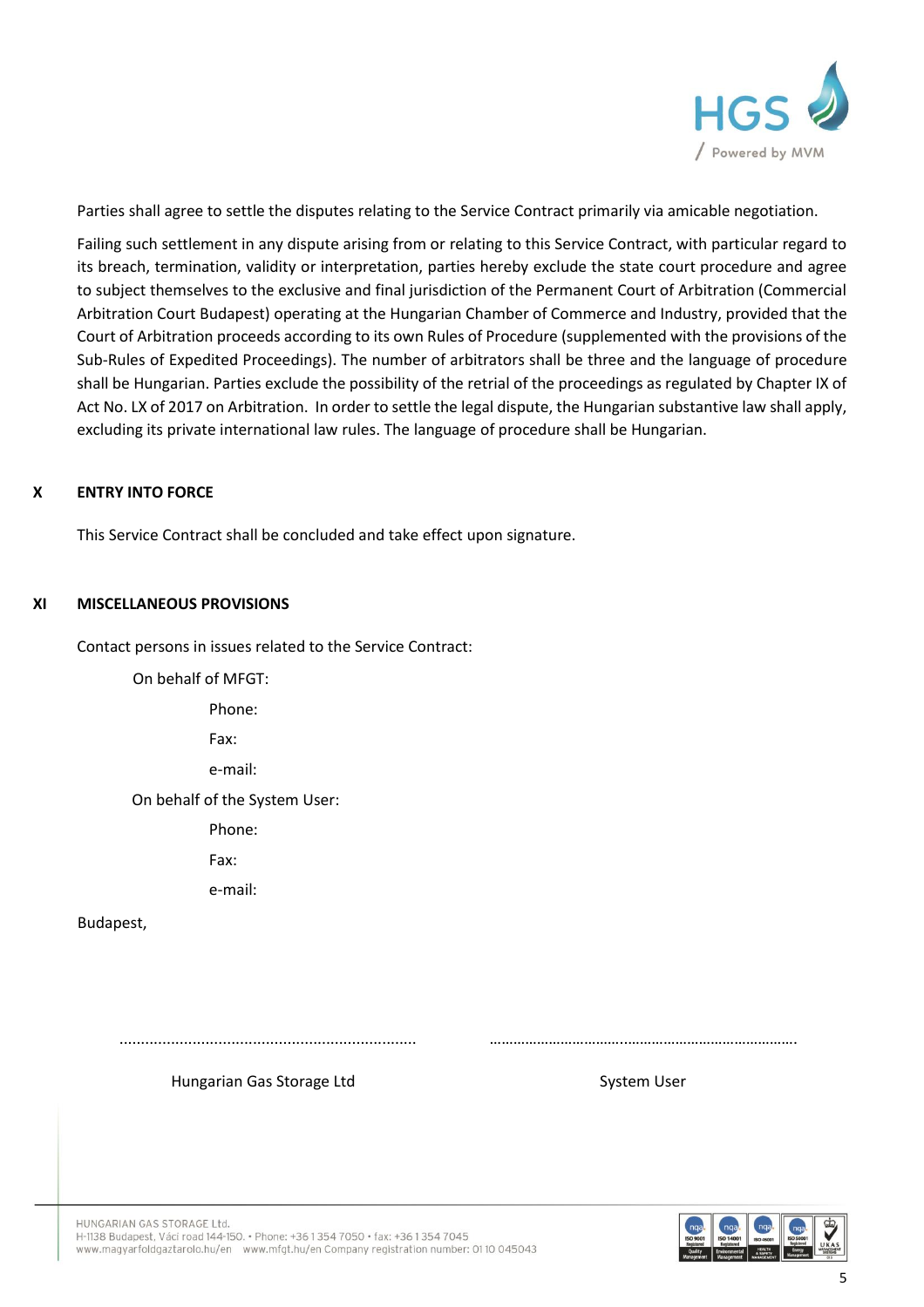Parties shall agree to settle the disputes relating to the Service Contract primarily via amicable negotiation.

Failing such settlement in any dispute arising from or relating to this Service Contract, with particular regard to its breach, termination, validity or interpretation, parties hereby exclude the state court procedure and agree to subject themselves to the exclusive and final jurisdiction of the Permanent Court of Arbitration (Commercial Arbitration Court Budapest) operating at the Hungarian Chamber of Commerce and Industry, provided that the Court of Arbitration proceeds according to its own Rules of Procedure (supplemented with the provisions of the Sub-Rules of Expedited Proceedings). The number of arbitrators shall be three and the language of procedure shall be Hungarian. Parties exclude the possibility of the retrial of the proceedings as regulated by Chapter IX of Act No. LX of 2017 on Arbitration. In order to settle the legal dispute, the Hungarian substantive law shall apply, excluding its private international law rules. The language of procedure shall be Hungarian.

## X ENTRY INTO FORCE

This Service Contract shall be concluded and take effect upon signature.

## XI MISCELLANEOUS PROVISIONS

Contact persons in issues related to the Service Contract:

On behalf of MFGT:

Phone:

Fax:

e-mail:

On behalf of the System User:

Phone:

Fax:

e-mail:

Budapest,

| | |
|---|---|
| ................................................................... | ……………………………..…………………………………… |
| Hungarian Gas Storage Ltd | System User |